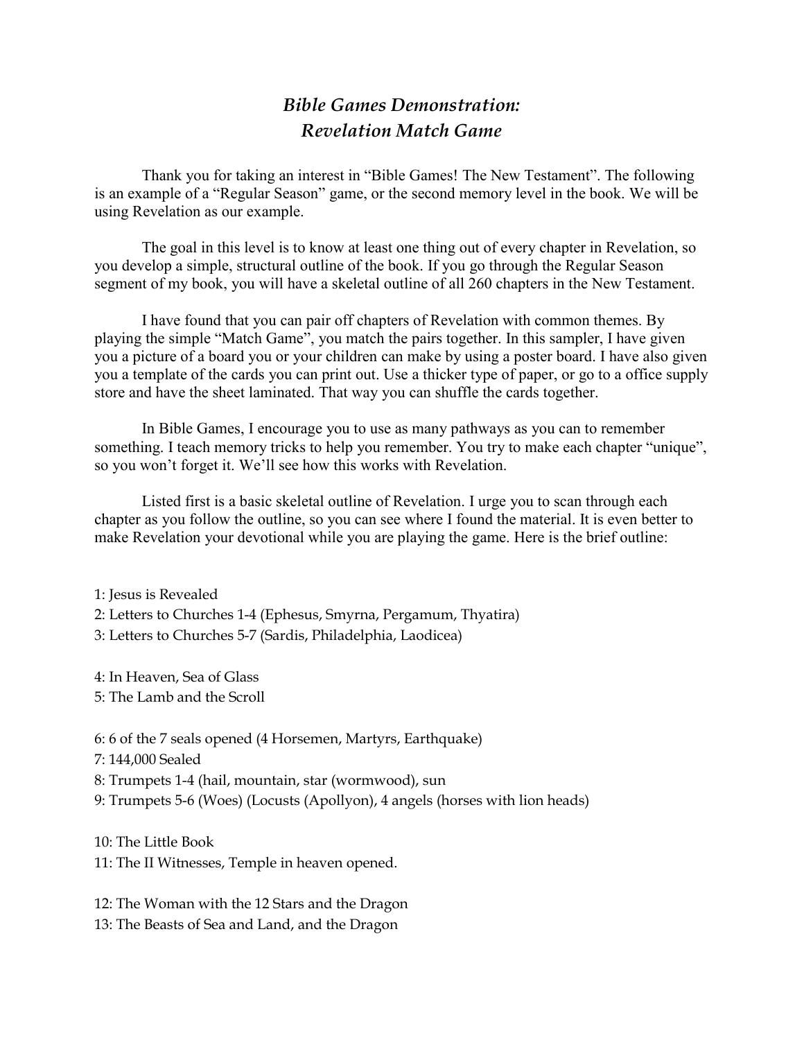# *Bible Games Demonstration:*
# *Revelation Match Game*

Thank you for taking an interest in "Bible Games! The New Testament". The following is an example of a "Regular Season" game, or the second memory level in the book. We will be using Revelation as our example.

The goal in this level is to know at least one thing out of every chapter in Revelation, so you develop a simple, structural outline of the book. If you go through the Regular Season segment of my book, you will have a skeletal outline of all 260 chapters in the New Testament.

I have found that you can pair off chapters of Revelation with common themes. By playing the simple "Match Game", you match the pairs together. In this sampler, I have given you a picture of a board you or your children can make by using a poster board. I have also given you a template of the cards you can print out. Use a thicker type of paper, or go to a office supply store and have the sheet laminated. That way you can shuffle the cards together.

In Bible Games, I encourage you to use as many pathways as you can to remember something. I teach memory tricks to help you remember. You try to make each chapter "unique", so you won't forget it. We'll see how this works with Revelation.

Listed first is a basic skeletal outline of Revelation. I urge you to scan through each chapter as you follow the outline, so you can see where I found the material. It is even better to make Revelation your devotional while you are playing the game. Here is the brief outline:

1: Jesus is Revealed
2: Letters to Churches 1-4 (Ephesus, Smyrna, Pergamum, Thyatira)
3: Letters to Churches 5-7 (Sardis, Philadelphia, Laodicea)

4: In Heaven, Sea of Glass
5: The Lamb and the Scroll

6: 6 of the 7 seals opened (4 Horsemen, Martyrs, Earthquake)
7: 144,000 Sealed
8: Trumpets 1-4 (hail, mountain, star (wormwood), sun
9: Trumpets 5-6 (Woes) (Locusts (Apollyon), 4 angels (horses with lion heads)

10: The Little Book
11: The II Witnesses, Temple in heaven opened.

12: The Woman with the 12 Stars and the Dragon
13: The Beasts of Sea and Land, and the Dragon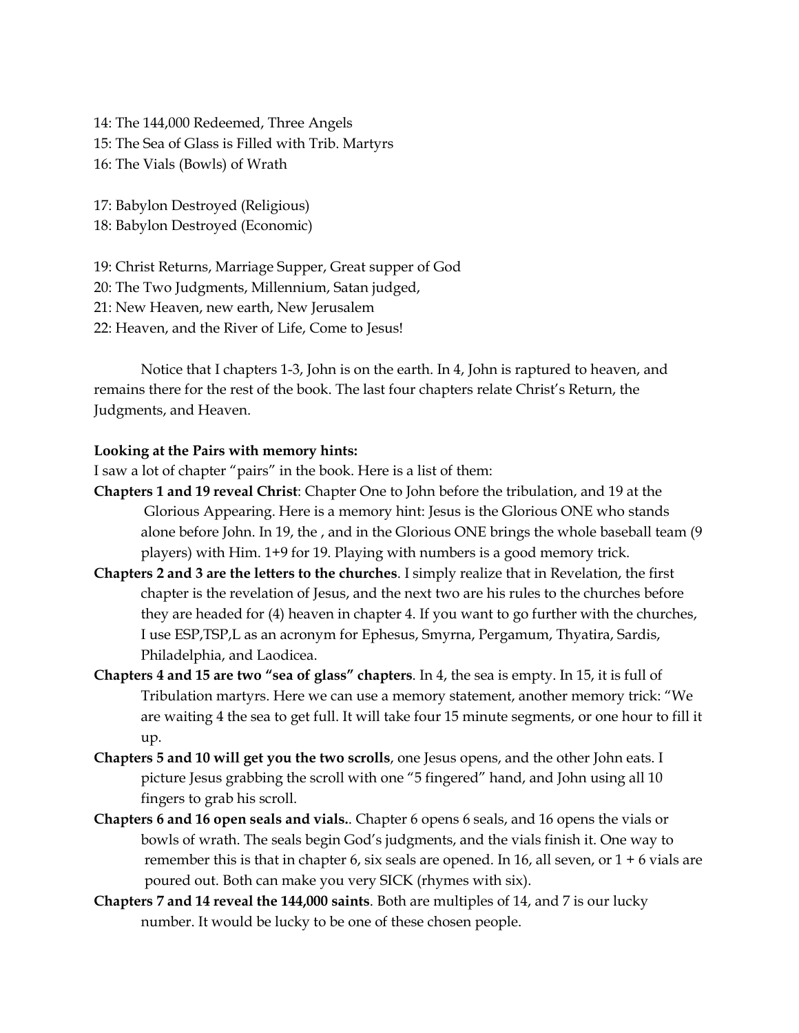14: The 144,000 Redeemed, Three Angels
15: The Sea of Glass is Filled with Trib. Martyrs
16: The Vials (Bowls) of Wrath

17: Babylon Destroyed (Religious)
18: Babylon Destroyed (Economic)

19: Christ Returns, Marriage Supper, Great supper of God
20: The Two Judgments, Millennium, Satan judged,
21: New Heaven, new earth, New Jerusalem
22: Heaven, and the River of Life, Come to Jesus!

Notice that I chapters 1-3, John is on the earth. In 4, John is raptured to heaven, and remains there for the rest of the book. The last four chapters relate Christ's Return, the Judgments, and Heaven.

**Looking at the Pairs with memory hints:**

I saw a lot of chapter "pairs" in the book. Here is a list of them:

**Chapters 1 and 19 reveal Christ**: Chapter One to John before the tribulation, and 19 at the Glorious Appearing. Here is a memory hint: Jesus is the Glorious ONE who stands alone before John. In 19, the , and in the Glorious ONE brings the whole baseball team (9 players) with Him. 1+9 for 19. Playing with numbers is a good memory trick.

**Chapters 2 and 3 are the letters to the churches**. I simply realize that in Revelation, the first chapter is the revelation of Jesus, and the next two are his rules to the churches before they are headed for (4) heaven in chapter 4. If you want to go further with the churches, I use ESP,TSP,L as an acronym for Ephesus, Smyrna, Pergamum, Thyatira, Sardis, Philadelphia, and Laodicea.

**Chapters 4 and 15 are two "sea of glass" chapters**. In 4, the sea is empty. In 15, it is full of Tribulation martyrs. Here we can use a memory statement, another memory trick: "We are waiting 4 the sea to get full. It will take four 15 minute segments, or one hour to fill it up.

**Chapters 5 and 10 will get you the two scrolls**, one Jesus opens, and the other John eats. I picture Jesus grabbing the scroll with one "5 fingered" hand, and John using all 10 fingers to grab his scroll.

**Chapters 6 and 16 open seals and vials.**. Chapter 6 opens 6 seals, and 16 opens the vials or bowls of wrath. The seals begin God's judgments, and the vials finish it. One way to remember this is that in chapter 6, six seals are opened. In 16, all seven, or 1 + 6 vials are poured out. Both can make you very SICK (rhymes with six).

**Chapters 7 and 14 reveal the 144,000 saints**. Both are multiples of 14, and 7 is our lucky number. It would be lucky to be one of these chosen people.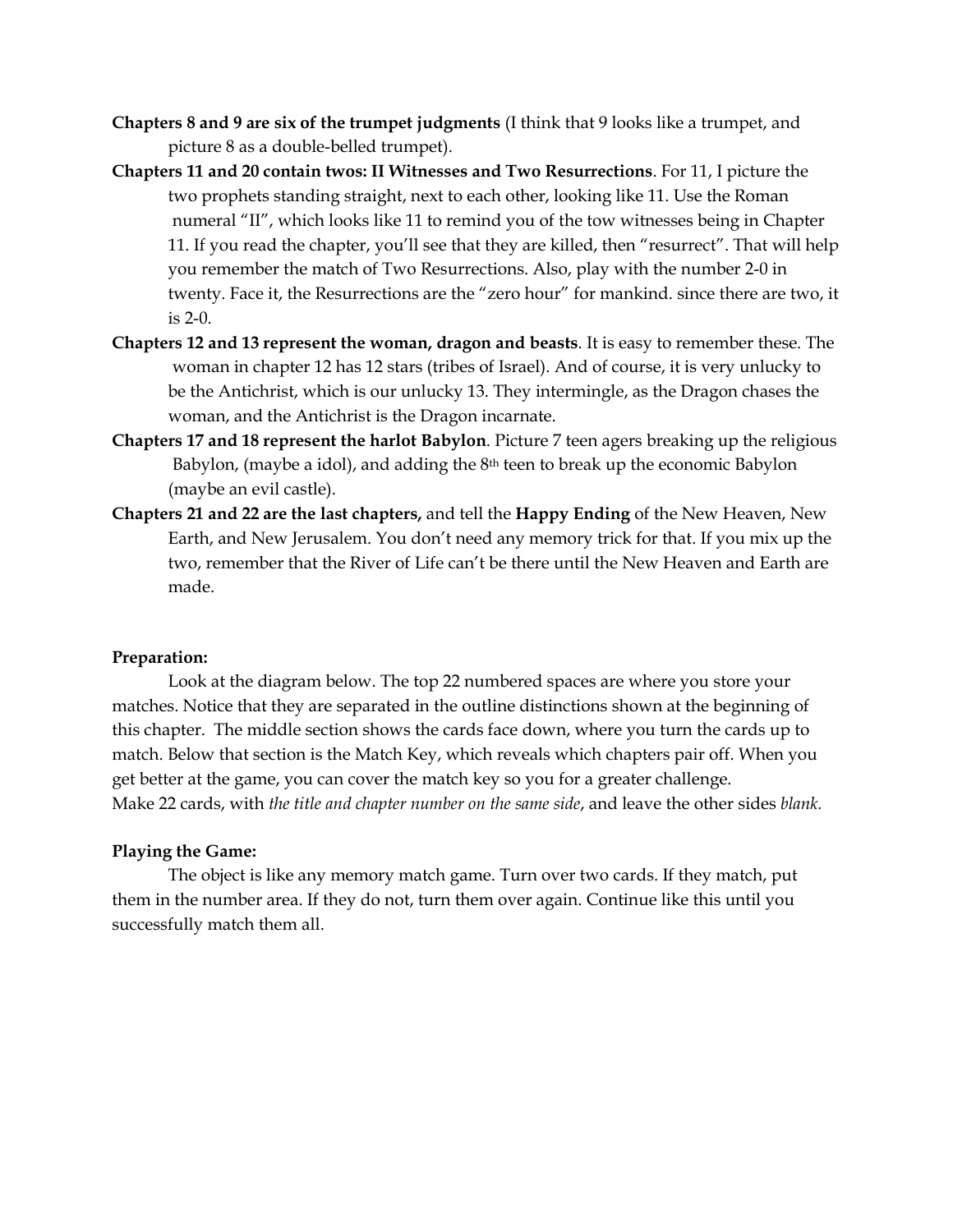**Chapters 8 and 9 are six of the trumpet judgments** (I think that 9 looks like a trumpet, and picture 8 as a double-belled trumpet).

**Chapters 11 and 20 contain twos: II Witnesses and Two Resurrections**. For 11, I picture the two prophets standing straight, next to each other, looking like 11. Use the Roman numeral "II", which looks like 11 to remind you of the tow witnesses being in Chapter 11. If you read the chapter, you'll see that they are killed, then "resurrect". That will help you remember the match of Two Resurrections. Also, play with the number 2-0 in twenty. Face it, the Resurrections are the "zero hour" for mankind. since there are two, it is 2-0.

**Chapters 12 and 13 represent the woman, dragon and beasts**. It is easy to remember these. The woman in chapter 12 has 12 stars (tribes of Israel). And of course, it is very unlucky to be the Antichrist, which is our unlucky 13. They intermingle, as the Dragon chases the woman, and the Antichrist is the Dragon incarnate.

**Chapters 17 and 18 represent the harlot Babylon**. Picture 7 teen agers breaking up the religious Babylon, (maybe a idol), and adding the 8th teen to break up the economic Babylon (maybe an evil castle).

**Chapters 21 and 22 are the last chapters,** and tell the **Happy Ending** of the New Heaven, New Earth, and New Jerusalem. You don't need any memory trick for that. If you mix up the two, remember that the River of Life can't be there until the New Heaven and Earth are made.

**Preparation:**

Look at the diagram below. The top 22 numbered spaces are where you store your matches. Notice that they are separated in the outline distinctions shown at the beginning of this chapter. The middle section shows the cards face down, where you turn the cards up to match. Below that section is the Match Key, which reveals which chapters pair off. When you get better at the game, you can cover the match key so you for a greater challenge.
Make 22 cards, with *the title and chapter number on the same side*, and leave the other sides *blank.*

**Playing the Game:**

The object is like any memory match game. Turn over two cards. If they match, put them in the number area. If they do not, turn them over again. Continue like this until you successfully match them all.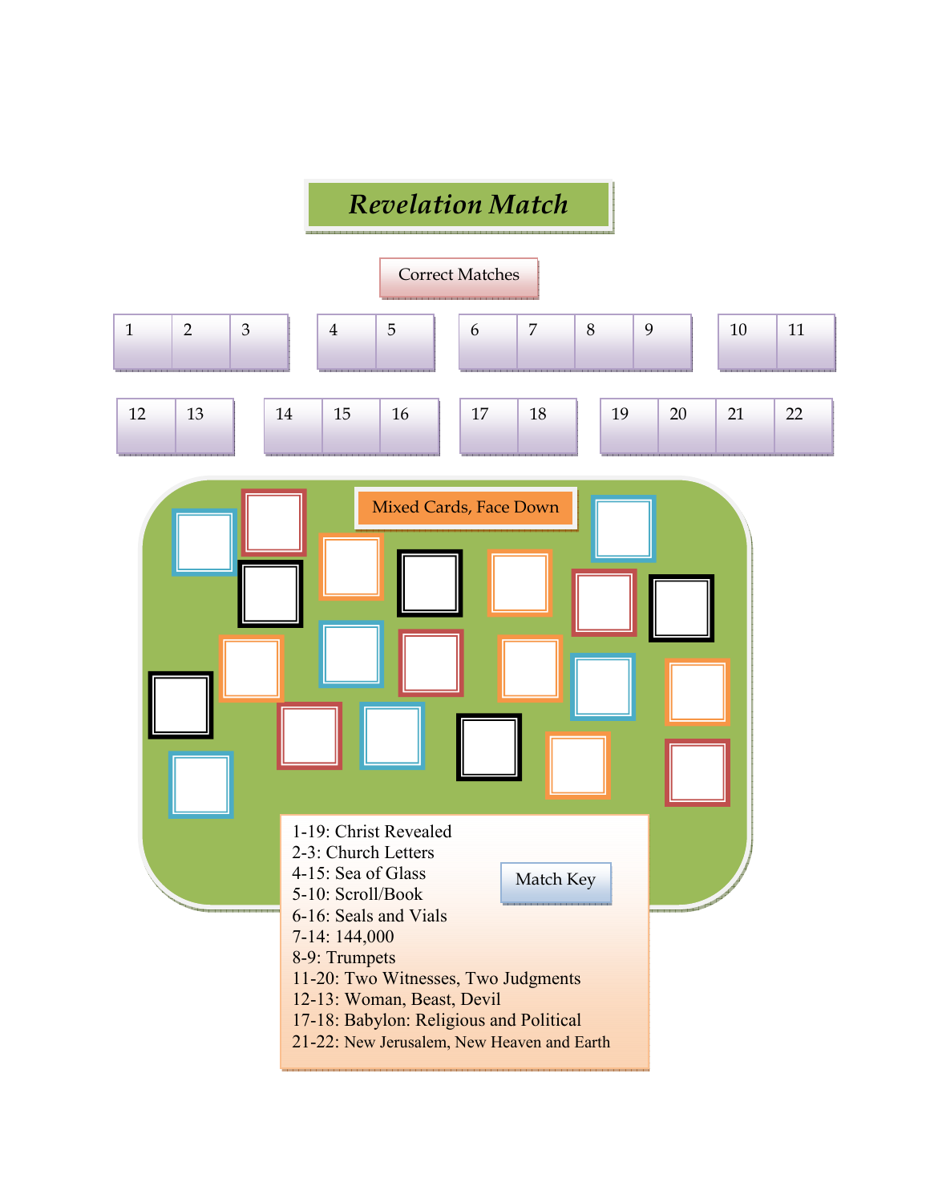# *Revelation Match*

Correct Matches

| 1 | 2 | 3 |
|---|---|---|

| 4 | 5 |
|---|---|

| 6 | 7 | 8 | 9 |
|---|---|---|---|

| 10 | 11 |
|---|---|

| 12 | 13 |
|---|---|

| 14 | 15 | 16 |
|---|---|---|

| 17 | 18 |
|---|---|

| 19 | 20 | 21 | 22 |
|---|---|---|---|

Mixed Cards, Face Down

Match Key

1-19: Christ Revealed
2-3: Church Letters
4-15: Sea of Glass
5-10: Scroll/Book
6-16: Seals and Vials
7-14: 144,000
8-9: Trumpets
11-20: Two Witnesses, Two Judgments
12-13: Woman, Beast, Devil
17-18: Babylon: Religious and Political
21-22: New Jerusalem, New Heaven and Earth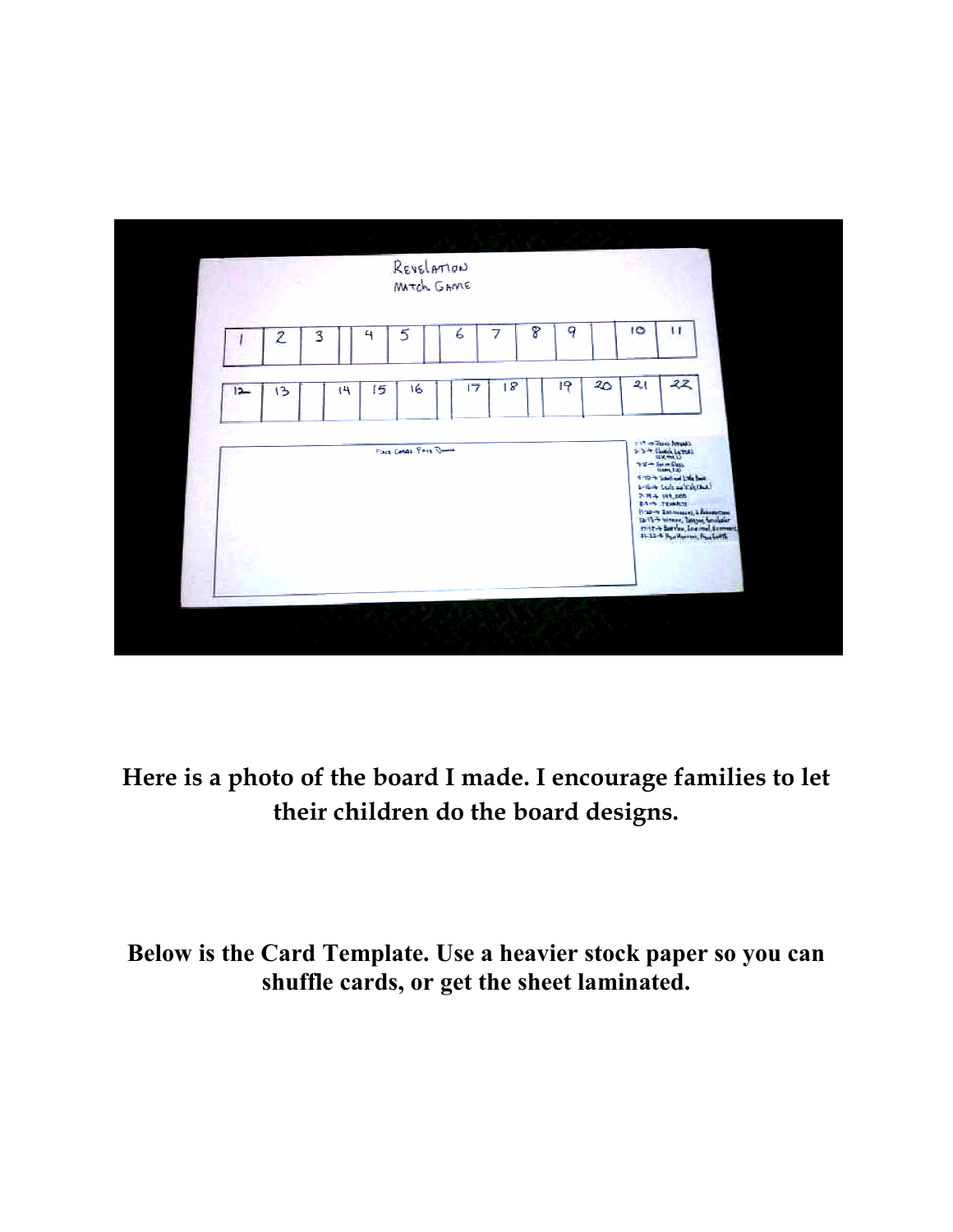**Here is a photo of the board I made. I encourage families to let their children do the board designs.**

**Below is the Card Template. Use a heavier stock paper so you can shuffle cards, or get the sheet laminated.**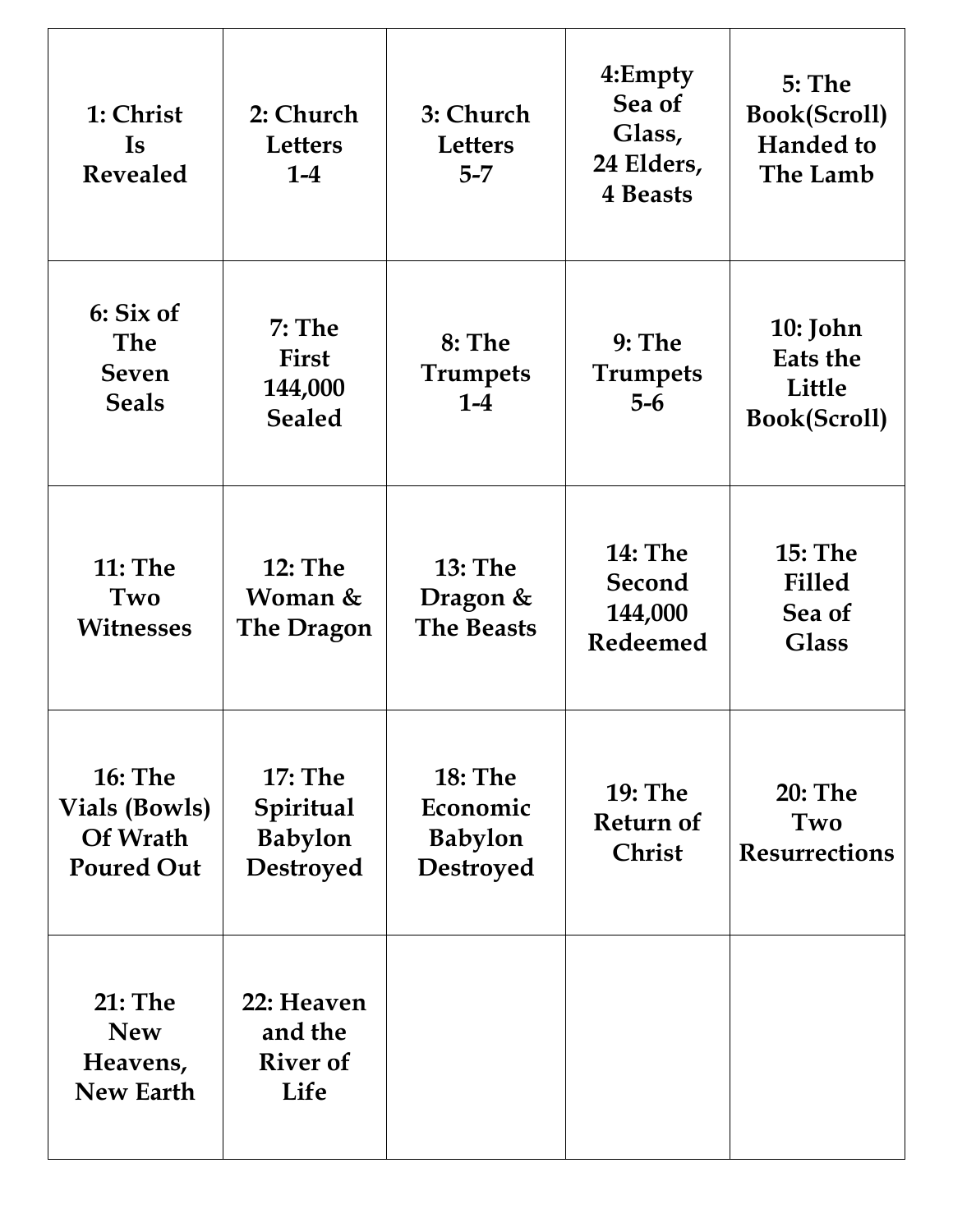| | | | | |
|---|---|---|---|---|
| **1: Christ Is Revealed** | **2: Church Letters 1-4** | **3: Church Letters 5-7** | **4:Empty Sea of Glass, 24 Elders, 4 Beasts** | **5: The Book(Scroll) Handed to The Lamb** |
| **6: Six of The Seven Seals** | **7: The First 144,000 Sealed** | **8: The Trumpets 1-4** | **9: The Trumpets 5-6** | **10: John Eats the Little Book(Scroll)** |
| **11: The Two Witnesses** | **12: The Woman & The Dragon** | **13: The Dragon & The Beasts** | **14: The Second 144,000 Redeemed** | **15: The Filled Sea of Glass** |
| **16: The Vials (Bowls) Of Wrath Poured Out** | **17: The Spiritual Babylon Destroyed** | **18: The Economic Babylon Destroyed** | **19: The Return of Christ** | **20: The Two Resurrections** |
| **21: The New Heavens, New Earth** | **22: Heaven and the River of Life** | | | |